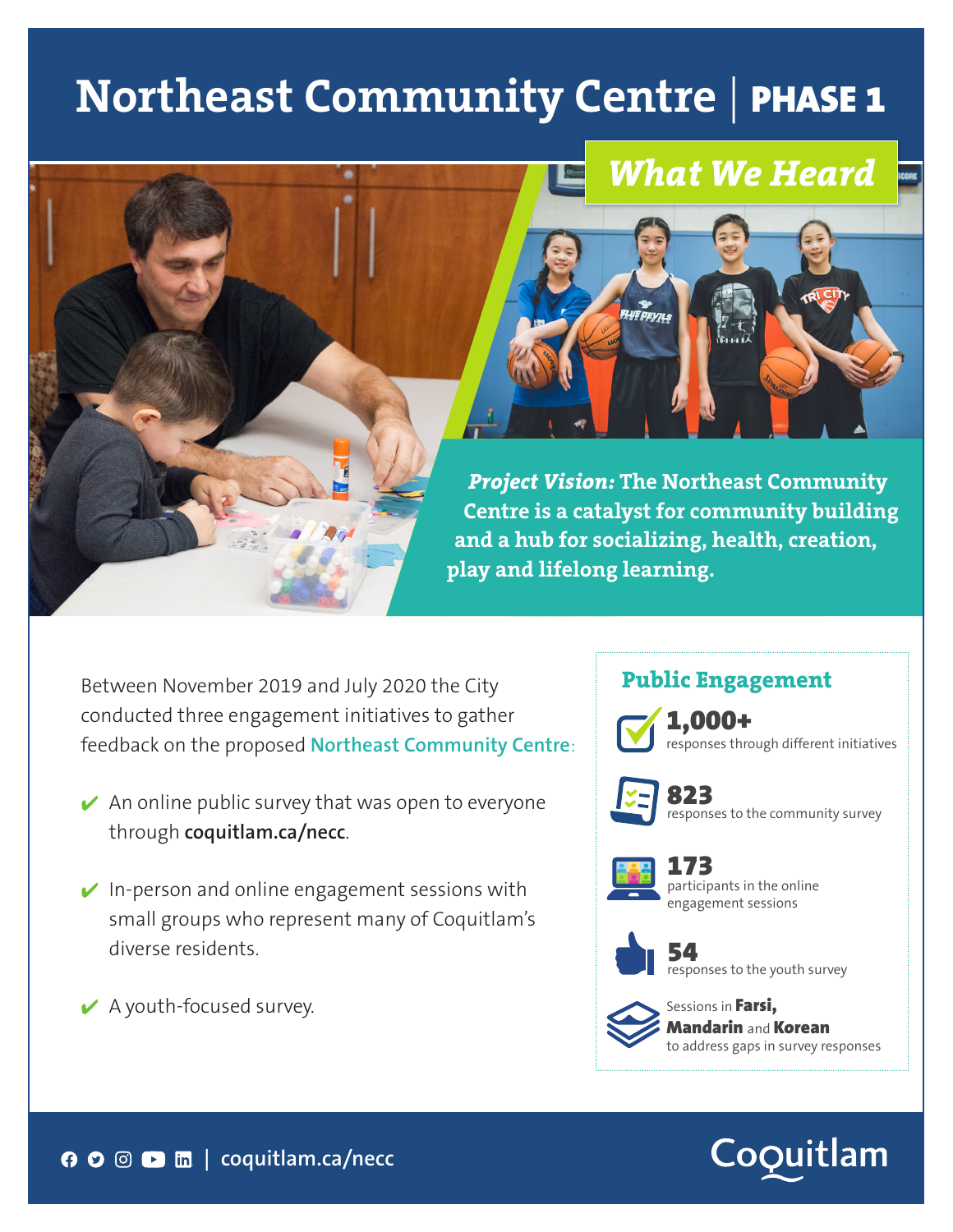# Northeast Community Centre | PHASE 1

## *What We Heard*

***Project Vision:*** **The Northeast Community Centre is a catalyst for community building and a hub for socializing, health, creation, play and lifelong learning.**

Between November 2019 and July 2020 the City conducted three engagement initiatives to gather feedback on the proposed Northeast Community Centre:

- ✔ An online public survey that was open to everyone through **coquitlam.ca/necc**.
- ✔ In-person and online engagement sessions with small groups who represent many of Coquitlam's diverse residents.
- ✔ A youth-focused survey.

## Public Engagement

**1,000+**
responses through different initiatives

**823**
responses to the community survey

**173**
participants in the online engagement sessions

**54**
responses to the youth survey

Sessions in **Farsi, Mandarin** and **Korean** to address gaps in survey responses

coquitlam.ca/necc

Coquitlam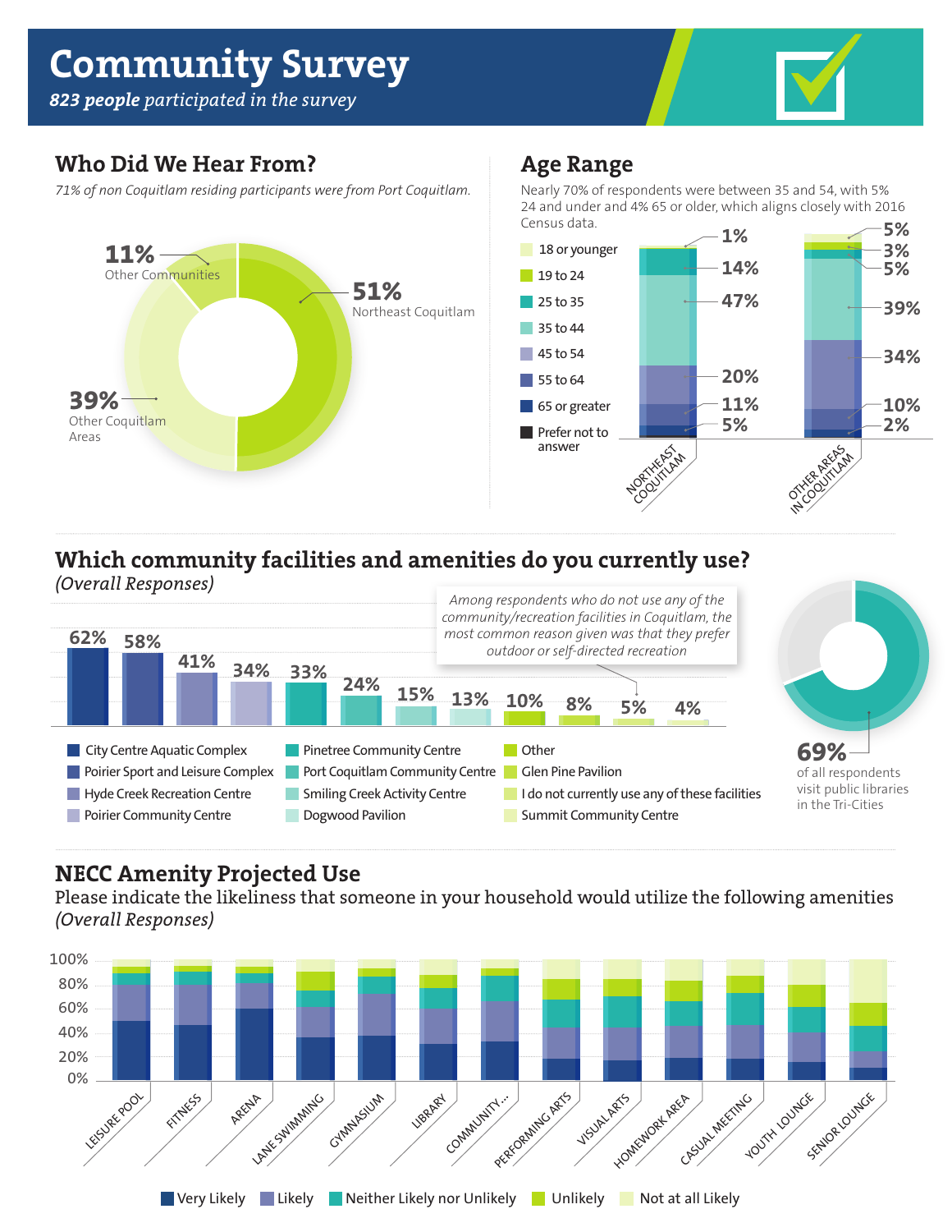# Community Survey

***823 people** participated in the survey*

## Who Did We Hear From?

*71% of non Coquitlam residing participants were from Port Coquitlam.*

- **51%** Northeast Coquitlam
- **39%** Other Coquitlam Areas
- **11%** Other Communities

## Age Range

Nearly 70% of respondents were between 35 and 54, with 5% 24 and under and 4% 65 or older, which aligns closely with 2016 Census data.

| Age | Northeast Coquitlam | Other Areas in Coquitlam |
|---|---|---|
| 18 or younger | | 5% |
| 19 to 24 | 1% | 3% |
| 25 to 35 | 14% | 5% |
| 35 to 44 | 47% | 39% |
| 45 to 54 | 20% | 34% |
| 55 to 64 | 11% | 10% |
| 65 or greater | 5% | 2% |
| Prefer not to answer | | |

## Which community facilities and amenities do you currently use?

*(Overall Responses)*

| Facility | % |
|---|---|
| City Centre Aquatic Complex | 62% |
| Poirier Sport and Leisure Complex | 58% |
| Hyde Creek Recreation Centre | 41% |
| Poirier Community Centre | 34% |
| Pinetree Community Centre | 33% |
| Port Coquitlam Community Centre | 24% |
| Smiling Creek Activity Centre | 15% |
| Dogwood Pavilion | 13% |
| Other | 10% |
| Glen Pine Pavilion | 8% |
| I do not currently use any of these facilities | 5% |
| Summit Community Centre | 4% |

*Among respondents who do not use any of the community/recreation facilities in Coquitlam, the most common reason given was that they prefer outdoor or self-directed recreation*

**69%** of all respondents visit public libraries in the Tri-Cities

## NECC Amenity Projected Use

Please indicate the likeliness that someone in your household would utilize the following amenities *(Overall Responses)*

Amenities: Leisure Pool, Fitness, Arena, Lane Swimming, Gymnasium, Library, Community..., Performing Arts, Visual Arts, Homework Area, Casual Meeting, Youth Lounge, Senior Lounge

Legend: Very Likely, Likely, Neither Likely nor Unlikely, Unlikely, Not at all Likely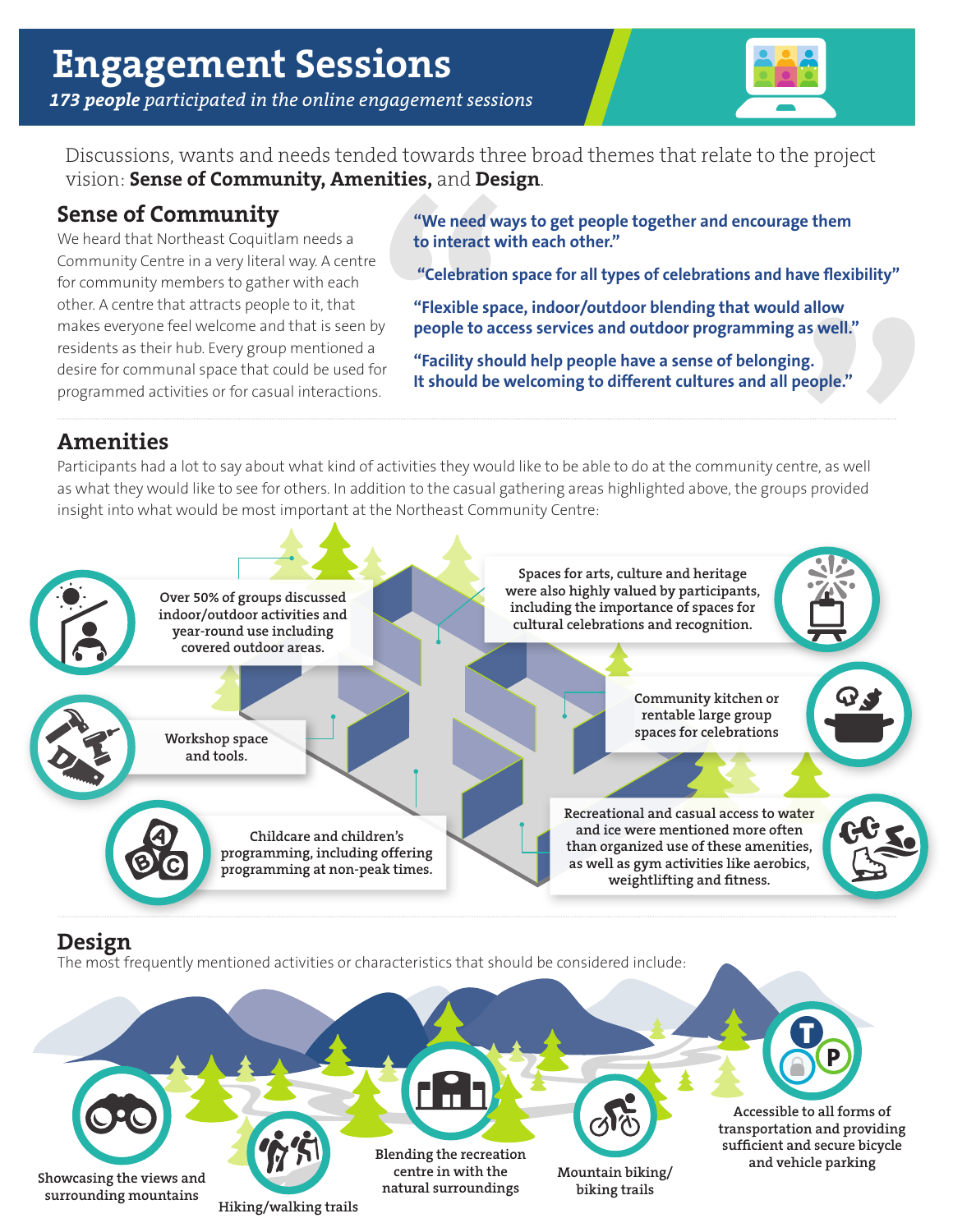# Engagement Sessions

***173 people** participated in the online engagement sessions*

Discussions, wants and needs tended towards three broad themes that relate to the project vision: **Sense of Community, Amenities,** and **Design**.

## Sense of Community

We heard that Northeast Coquitlam needs a Community Centre in a very literal way. A centre for community members to gather with each other. A centre that attracts people to it, that makes everyone feel welcome and that is seen by residents as their hub. Every group mentioned a desire for communal space that could be used for programmed activities or for casual interactions.

**"We need ways to get people together and encourage them to interact with each other."**

**"Celebration space for all types of celebrations and have flexibility"**

**"Flexible space, indoor/outdoor blending that would allow people to access services and outdoor programming as well."**

**"Facility should help people have a sense of belonging. It should be welcoming to different cultures and all people."**

## Amenities

Participants had a lot to say about what kind of activities they would like to be able to do at the community centre, as well as what they would like to see for others. In addition to the casual gathering areas highlighted above, the groups provided insight into what would be most important at the Northeast Community Centre:

- Over 50% of groups discussed indoor/outdoor activities and year-round use including covered outdoor areas.
- Spaces for arts, culture and heritage were also highly valued by participants, including the importance of spaces for cultural celebrations and recognition.
- Community kitchen or rentable large group spaces for celebrations
- Workshop space and tools.
- Childcare and children's programming, including offering programming at non-peak times.
- Recreational and casual access to water and ice were mentioned more often than organized use of these amenities, as well as gym activities like aerobics, weightlifting and fitness.

## Design

The most frequently mentioned activities or characteristics that should be considered include:

- Showcasing the views and surrounding mountains
- Hiking/walking trails
- Blending the recreation centre in with the natural surroundings
- Mountain biking/ biking trails
- Accessible to all forms of transportation and providing sufficient and secure bicycle and vehicle parking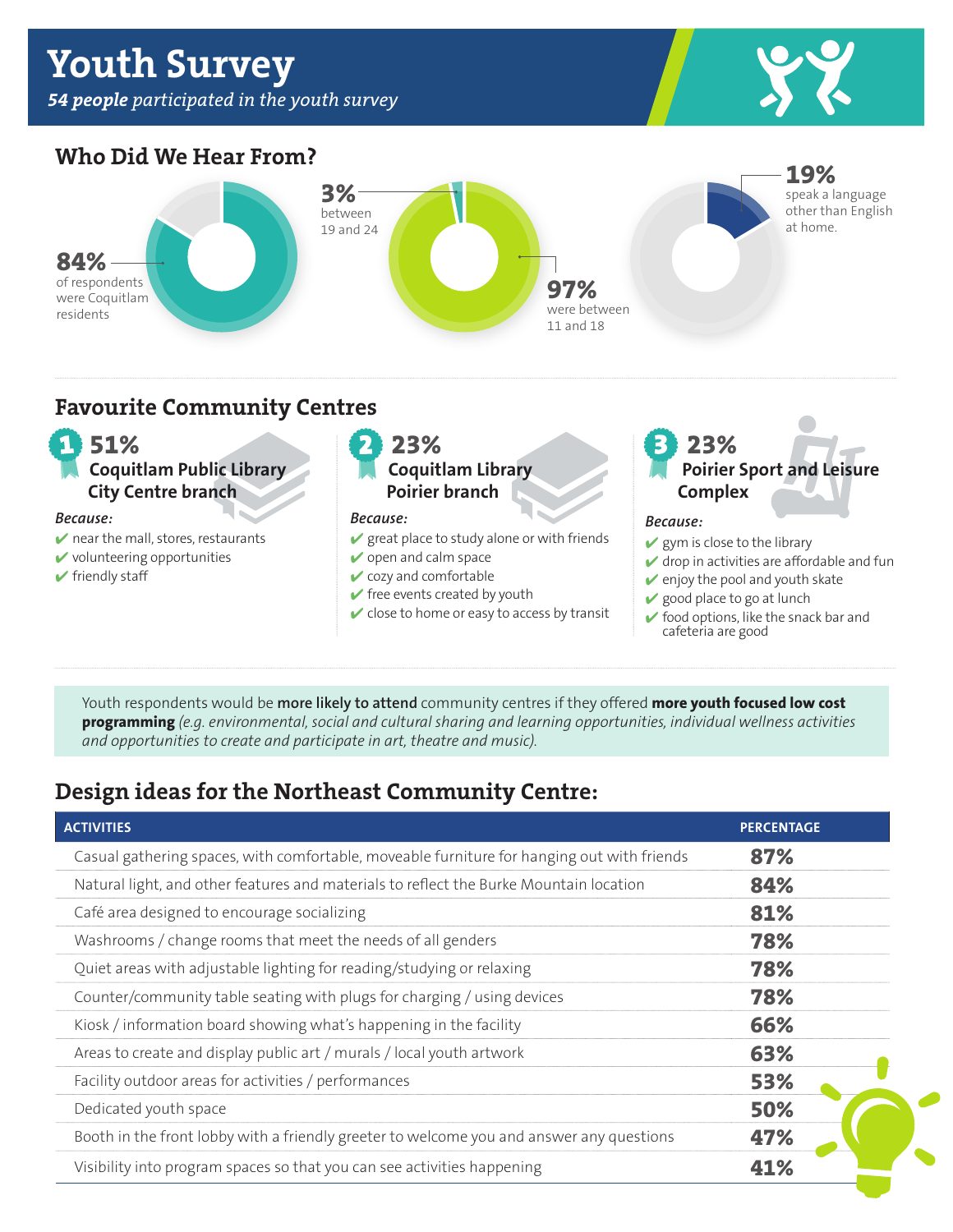# Youth Survey

***54 people** participated in the youth survey*

## Who Did We Hear From?

**84%** of respondents were Coquitlam residents

**3%** between 19 and 24

**97%** were between 11 and 18

**19%** speak a language other than English at home.

## Favourite Community Centres

### 1 — 51% Coquitlam Public Library City Centre branch

*Because:*

- near the mall, stores, restaurants
- volunteering opportunities
- friendly staff

### 2 — 23% Coquitlam Library Poirier branch

*Because:*

- great place to study alone or with friends
- open and calm space
- cozy and comfortable
- free events created by youth
- close to home or easy to access by transit

### 3 — 23% Poirier Sport and Leisure Complex

*Because:*

- gym is close to the library
- drop in activities are affordable and fun
- enjoy the pool and youth skate
- good place to go at lunch
- food options, like the snack bar and cafeteria are good

Youth respondents would be **more likely to attend** community centres if they offered **more youth focused low cost programming** *(e.g. environmental, social and cultural sharing and learning opportunities, individual wellness activities and opportunities to create and participate in art, theatre and music).*

## Design ideas for the Northeast Community Centre:

| ACTIVITIES | PERCENTAGE |
|---|---|
| Casual gathering spaces, with comfortable, moveable furniture for hanging out with friends | **87%** |
| Natural light, and other features and materials to reflect the Burke Mountain location | **84%** |
| Café area designed to encourage socializing | **81%** |
| Washrooms / change rooms that meet the needs of all genders | **78%** |
| Quiet areas with adjustable lighting for reading/studying or relaxing | **78%** |
| Counter/community table seating with plugs for charging / using devices | **78%** |
| Kiosk / information board showing what's happening in the facility | **66%** |
| Areas to create and display public art / murals / local youth artwork | **63%** |
| Facility outdoor areas for activities / performances | **53%** |
| Dedicated youth space | **50%** |
| Booth in the front lobby with a friendly greeter to welcome you and answer any questions | **47%** |
| Visibility into program spaces so that you can see activities happening | **41%** |